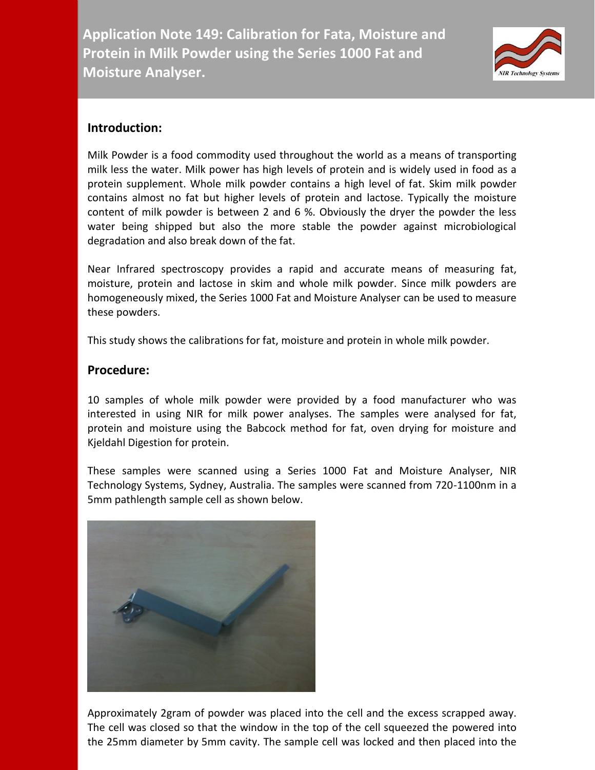# Application Note 149: Calibration for Fata, Moisture and Protein in Milk Powder using the Series 1000 Fat and Moisture Analyser.

## Introduction:

Milk Powder is a food commodity used throughout the world as a means of transporting milk less the water. Milk power has high levels of protein and is widely used in food as a protein supplement. Whole milk powder contains a high level of fat. Skim milk powder contains almost no fat but higher levels of protein and lactose. Typically the moisture content of milk powder is between 2 and 6 %. Obviously the dryer the powder the less water being shipped but also the more stable the powder against microbiological degradation and also break down of the fat.

Near Infrared spectroscopy provides a rapid and accurate means of measuring fat, moisture, protein and lactose in skim and whole milk powder. Since milk powders are homogeneously mixed, the Series 1000 Fat and Moisture Analyser can be used to measure these powders.

This study shows the calibrations for fat, moisture and protein in whole milk powder.

## Procedure:

10 samples of whole milk powder were provided by a food manufacturer who was interested in using NIR for milk power analyses. The samples were analysed for fat, protein and moisture using the Babcock method for fat, oven drying for moisture and Kjeldahl Digestion for protein.

These samples were scanned using a Series 1000 Fat and Moisture Analyser, NIR Technology Systems, Sydney, Australia. The samples were scanned from 720-1100nm in a 5mm pathlength sample cell as shown below.

Approximately 2gram of powder was placed into the cell and the excess scrapped away. The cell was closed so that the window in the top of the cell squeezed the powered into the 25mm diameter by 5mm cavity. The sample cell was locked and then placed into the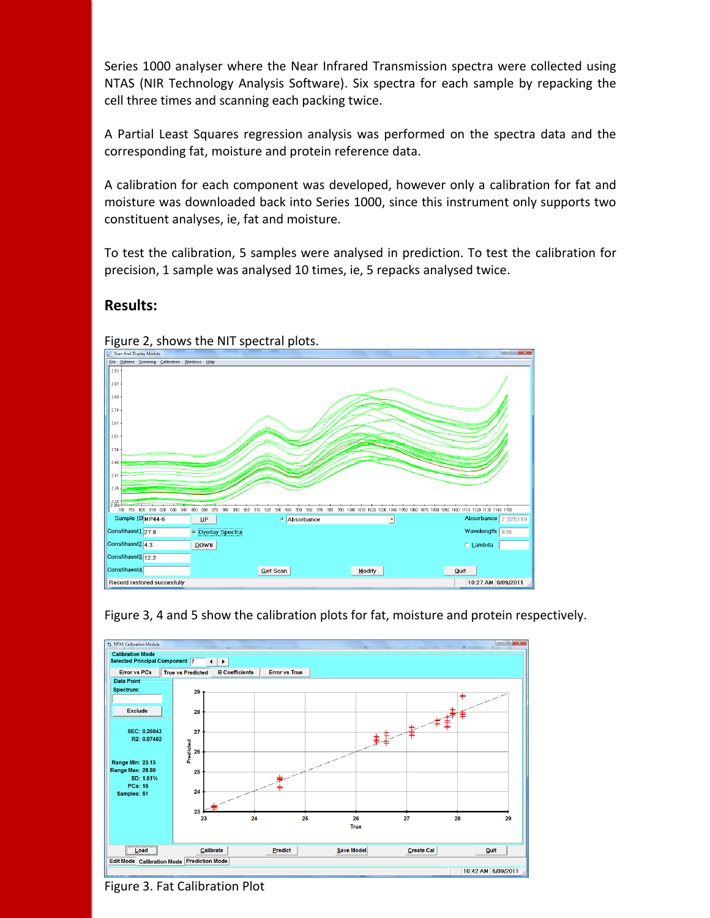Series 1000 analyser where the Near Infrared Transmission spectra were collected using NTAS (NIR Technology Analysis Software). Six spectra for each sample by repacking the cell three times and scanning each packing twice.

A Partial Least Squares regression analysis was performed on the spectra data and the corresponding fat, moisture and protein reference data.

A calibration for each component was developed, however only a calibration for fat and moisture was downloaded back into Series 1000, since this instrument only supports two constituent analyses, ie, fat and moisture.

To test the calibration, 5 samples were analysed in prediction. To test the calibration for precision, 1 sample was analysed 10 times, ie, 5 repacks analysed twice.

## Results:

Figure 2, shows the NIT spectral plots.

Figure 3, 4 and 5 show the calibration plots for fat, moisture and protein respectively.

Figure 3. Fat Calibration Plot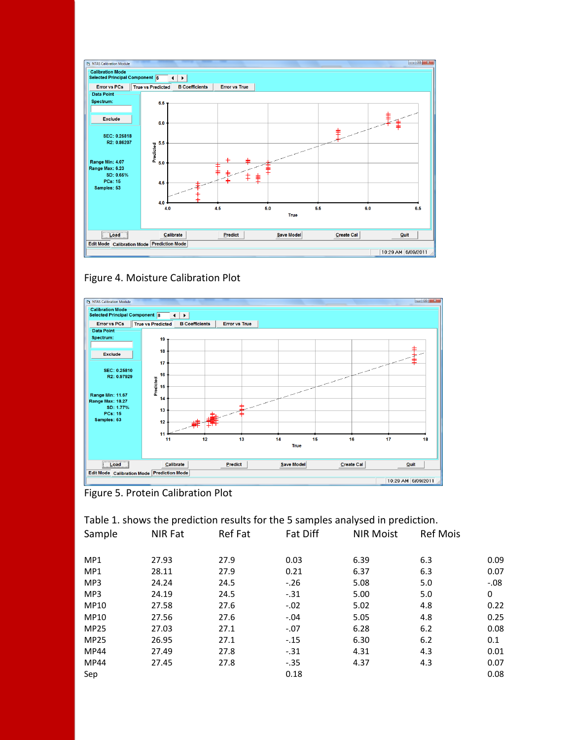Figure 4. Moisture Calibration Plot

Figure 5. Protein Calibration Plot

Table 1. shows the prediction results for the 5 samples analysed in prediction.

| Sample | NIR Fat | Ref Fat | Fat Diff | NIR Moist | Ref Mois | |
|---|---|---|---|---|---|---|
| MP1 | 27.93 | 27.9 | 0.03 | 6.39 | 6.3 | 0.09 |
| MP1 | 28.11 | 27.9 | 0.21 | 6.37 | 6.3 | 0.07 |
| MP3 | 24.24 | 24.5 | -.26 | 5.08 | 5.0 | -.08 |
| MP3 | 24.19 | 24.5 | -.31 | 5.00 | 5.0 | 0 |
| MP10 | 27.58 | 27.6 | -.02 | 5.02 | 4.8 | 0.22 |
| MP10 | 27.56 | 27.6 | -.04 | 5.05 | 4.8 | 0.25 |
| MP25 | 27.03 | 27.1 | -.07 | 6.28 | 6.2 | 0.08 |
| MP25 | 26.95 | 27.1 | -.15 | 6.30 | 6.2 | 0.1 |
| MP44 | 27.49 | 27.8 | -.31 | 4.31 | 4.3 | 0.01 |
| MP44 | 27.45 | 27.8 | -.35 | 4.37 | 4.3 | 0.07 |
| Sep | | | 0.18 | | | 0.08 |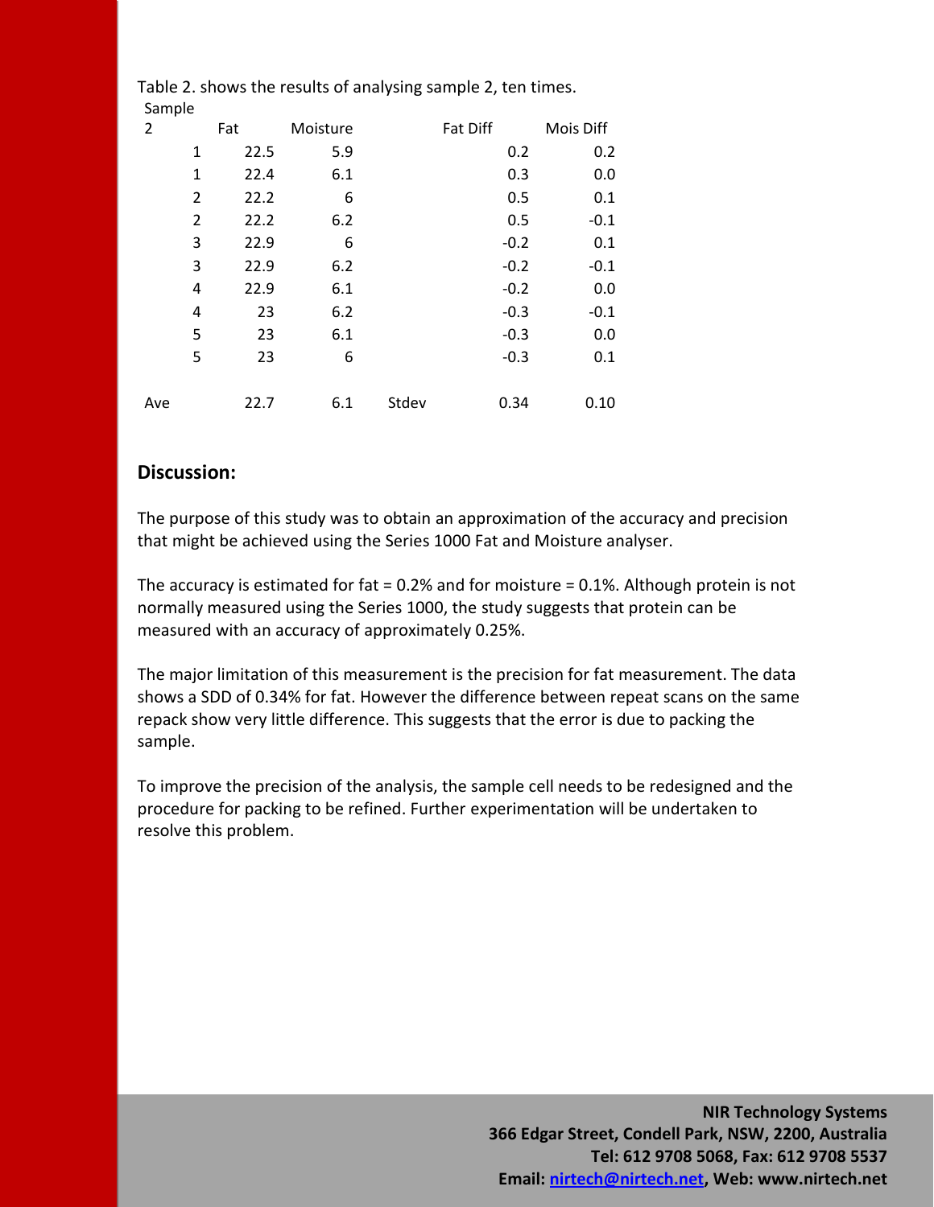Table 2. shows the results of analysing sample 2, ten times.

| Sample 2 | Fat | Moisture | | Fat Diff | Mois Diff |
|---|---|---|---|---|---|
| 1 | 22.5 | 5.9 | | 0.2 | 0.2 |
| 1 | 22.4 | 6.1 | | 0.3 | 0.0 |
| 2 | 22.2 | 6 | | 0.5 | 0.1 |
| 2 | 22.2 | 6.2 | | 0.5 | -0.1 |
| 3 | 22.9 | 6 | | -0.2 | 0.1 |
| 3 | 22.9 | 6.2 | | -0.2 | -0.1 |
| 4 | 22.9 | 6.1 | | -0.2 | 0.0 |
| 4 | 23 | 6.2 | | -0.3 | -0.1 |
| 5 | 23 | 6.1 | | -0.3 | 0.0 |
| 5 | 23 | 6 | | -0.3 | 0.1 |
| | | | | | |
| Ave | 22.7 | 6.1 | Stdev | 0.34 | 0.10 |

## Discussion:

The purpose of this study was to obtain an approximation of the accuracy and precision that might be achieved using the Series 1000 Fat and Moisture analyser.

The accuracy is estimated for fat = 0.2% and for moisture = 0.1%. Although protein is not normally measured using the Series 1000, the study suggests that protein can be measured with an accuracy of approximately 0.25%.

The major limitation of this measurement is the precision for fat measurement. The data shows a SDD of 0.34% for fat. However the difference between repeat scans on the same repack show very little difference. This suggests that the error is due to packing the sample.

To improve the precision of the analysis, the sample cell needs to be redesigned and the procedure for packing to be refined. Further experimentation will be undertaken to resolve this problem.

**NIR Technology Systems**
**366 Edgar Street, Condell Park, NSW, 2200, Australia**
**Tel: 612 9708 5068, Fax: 612 9708 5537**
**Email: nirtech@nirtech.net, Web: www.nirtech.net**